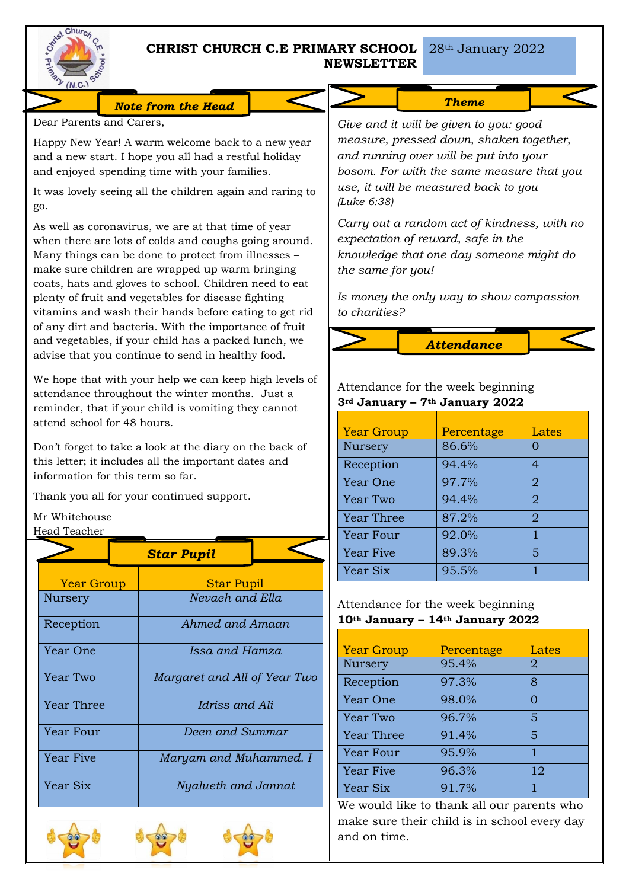# CHRIST CHURCH C.E PRIMARY SCHOOL NEWSLETTER

28th January 2022

## Note from the Head

Dear Parents and Carers,

Happy New Year! A warm welcome back to a new year and a new start. I hope you all had a restful holiday and enjoyed spending time with your families.

It was lovely seeing all the children again and raring to go.

As well as coronavirus, we are at that time of year when there are lots of colds and coughs going around. Many things can be done to protect from illnesses – make sure children are wrapped up warm bringing coats, hats and gloves to school. Children need to eat plenty of fruit and vegetables for disease fighting vitamins and wash their hands before eating to get rid of any dirt and bacteria. With the importance of fruit and vegetables, if your child has a packed lunch, we advise that you continue to send in healthy food.

We hope that with your help we can keep high levels of attendance throughout the winter months. Just a reminder, that if your child is vomiting they cannot attend school for 48 hours.

Don't forget to take a look at the diary on the back of this letter; it includes all the important dates and information for this term so far.

Thank you all for your continued support.

Mr Whitehouse
Head Teacher

## Star Pupil

| Year Group | Star Pupil |
|---|---|
| Nursery | *Nevaeh and Ella* |
| Reception | *Ahmed and Amaan* |
| Year One | *Issa and Hamza* |
| Year Two | *Margaret and All of Year Two* |
| Year Three | *Idriss and Ali* |
| Year Four | *Deen and Summar* |
| Year Five | *Maryam and Muhammed. I* |
| Year Six | *Nyalueth and Jannat* |

## Theme

*Give and it will be given to you: good measure, pressed down, shaken together, and running over will be put into your bosom. For with the same measure that you use, it will be measured back to you*
*(Luke 6:38)*

*Carry out a random act of kindness, with no expectation of reward, safe in the knowledge that one day someone might do the same for you!*

*Is money the only way to show compassion to charities?*

## Attendance

Attendance for the week beginning
**3rd January – 7th January 2022**

| Year Group | Percentage | Lates |
|---|---|---|
| Nursery | 86.6% | 0 |
| Reception | 94.4% | 4 |
| Year One | 97.7% | 2 |
| Year Two | 94.4% | 2 |
| Year Three | 87.2% | 2 |
| Year Four | 92.0% | 1 |
| Year Five | 89.3% | 5 |
| Year Six | 95.5% | 1 |

Attendance for the week beginning
**10th January – 14th January 2022**

| Year Group | Percentage | Lates |
|---|---|---|
| Nursery | 95.4% | 2 |
| Reception | 97.3% | 8 |
| Year One | 98.0% | 0 |
| Year Two | 96.7% | 5 |
| Year Three | 91.4% | 5 |
| Year Four | 95.9% | 1 |
| Year Five | 96.3% | 12 |
| Year Six | 91.7% | 1 |

We would like to thank all our parents who make sure their child is in school every day and on time.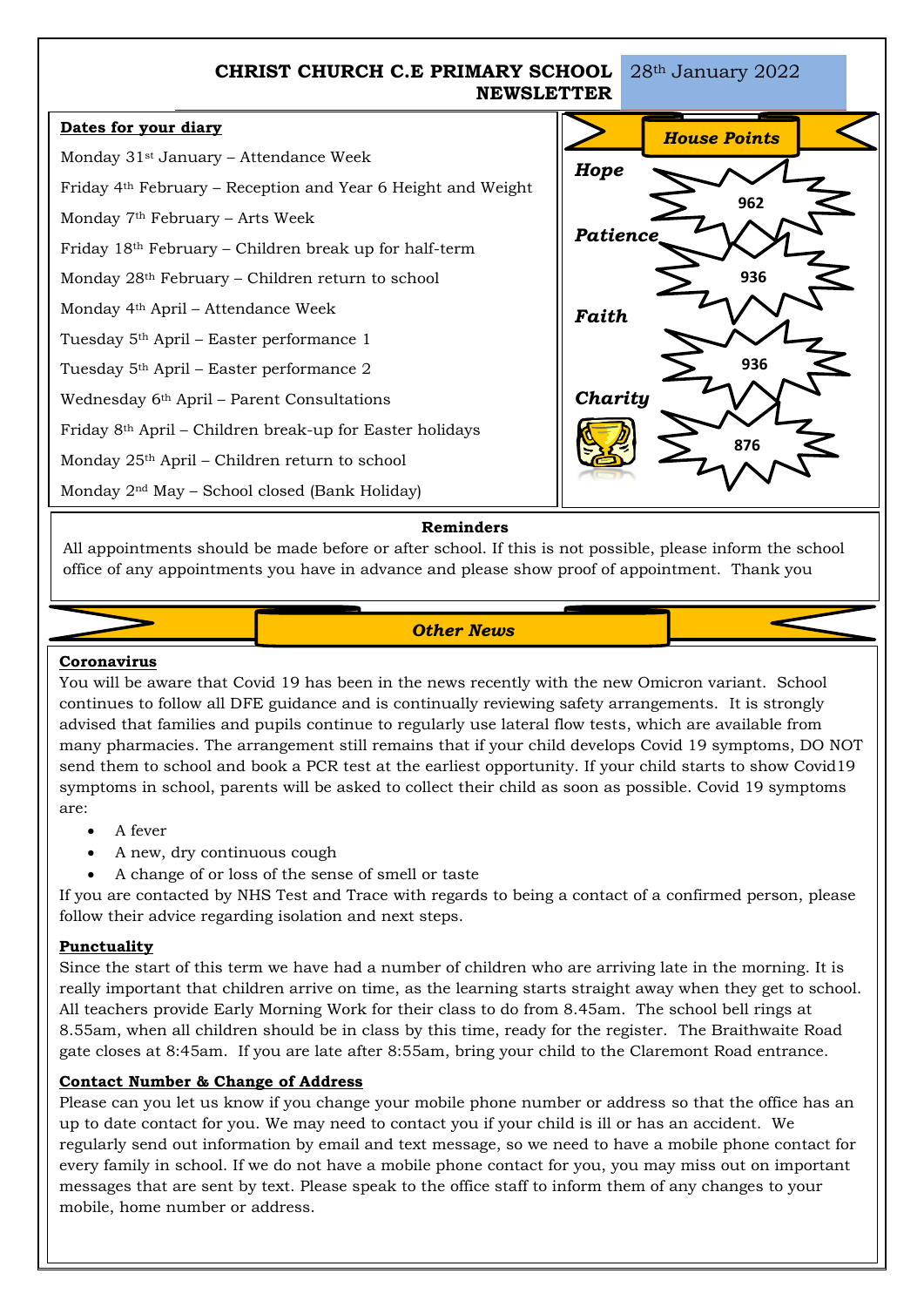# CHRIST CHURCH C.E PRIMARY SCHOOL NEWSLETTER

28th January 2022

## Dates for your diary

Monday 31st January – Attendance Week

Friday 4th February – Reception and Year 6 Height and Weight

Monday 7th February – Arts Week

Friday 18th February – Children break up for half-term

Monday 28th February – Children return to school

Monday 4th April – Attendance Week

Tuesday 5th April – Easter performance 1

Tuesday 5th April – Easter performance 2

Wednesday 6th April – Parent Consultations

Friday 8th April – Children break-up for Easter holidays

Monday 25th April – Children return to school

Monday 2nd May – School closed (Bank Holiday)

## House Points

***Hope*** 962

***Patience*** 936

***Faith*** 936

***Charity*** 876

## Reminders

All appointments should be made before or after school. If this is not possible, please inform the school office of any appointments you have in advance and please show proof of appointment. Thank you

## *Other News*

### Coronavirus

You will be aware that Covid 19 has been in the news recently with the new Omicron variant. School continues to follow all DFE guidance and is continually reviewing safety arrangements. It is strongly advised that families and pupils continue to regularly use lateral flow tests, which are available from many pharmacies. The arrangement still remains that if your child develops Covid 19 symptoms, DO NOT send them to school and book a PCR test at the earliest opportunity. If your child starts to show Covid19 symptoms in school, parents will be asked to collect their child as soon as possible. Covid 19 symptoms are:

- A fever
- A new, dry continuous cough
- A change of or loss of the sense of smell or taste

If you are contacted by NHS Test and Trace with regards to being a contact of a confirmed person, please follow their advice regarding isolation and next steps.

### Punctuality

Since the start of this term we have had a number of children who are arriving late in the morning. It is really important that children arrive on time, as the learning starts straight away when they get to school. All teachers provide Early Morning Work for their class to do from 8.45am. The school bell rings at 8.55am, when all children should be in class by this time, ready for the register. The Braithwaite Road gate closes at 8:45am. If you are late after 8:55am, bring your child to the Claremont Road entrance.

### Contact Number & Change of Address

Please can you let us know if you change your mobile phone number or address so that the office has an up to date contact for you. We may need to contact you if your child is ill or has an accident. We regularly send out information by email and text message, so we need to have a mobile phone contact for every family in school. If we do not have a mobile phone contact for you, you may miss out on important messages that are sent by text. Please speak to the office staff to inform them of any changes to your mobile, home number or address.